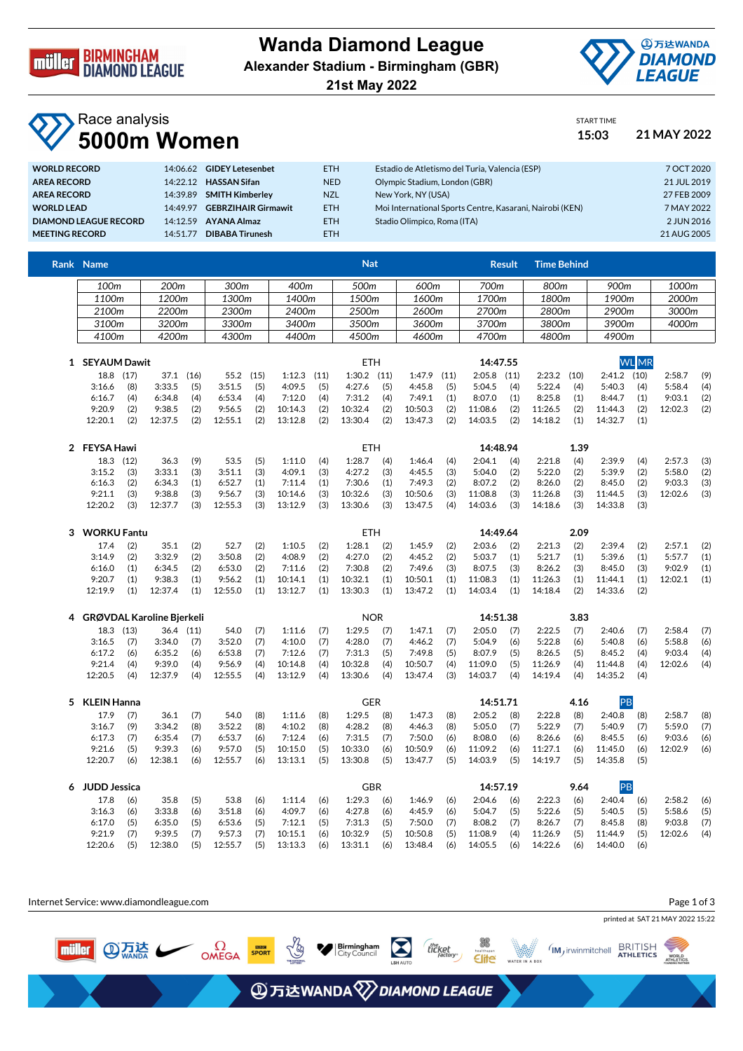# Wanda Diamond League

**Alexander Stadium - Birmingham (GBR)**

**21st May 2022**

## Race analysis

# 5000m Women

START TIME **15:03** **21 MAY 2022**

| | | | | | |
|---|---|---|---|---|---|
| **WORLD RECORD** | 14:06.62 | **GIDEY Letesenbet** | ETH | Estadio de Atletismo del Turia, Valencia (ESP) | 7 OCT 2020 |
| **AREA RECORD** | 14:22.12 | **HASSAN Sifan** | NED | Olympic Stadium, London (GBR) | 21 JUL 2019 |
| **AREA RECORD** | 14:39.89 | **SMITH Kimberley** | NZL | New York, NY (USA) | 27 FEB 2009 |
| **WORLD LEAD** | 14:49.97 | **GEBRZIHAIR Girmawit** | ETH | Moi International Sports Centre, Kasarani, Nairobi (KEN) | 7 MAY 2022 |
| **DIAMOND LEAGUE RECORD** | 14:12.59 | **AYANA Almaz** | ETH | Stadio Olimpico, Roma (ITA) | 2 JUN 2016 |
| **MEETING RECORD** | 14:51.77 | **DIBABA Tirunesh** | ETH | | 21 AUG 2005 |

**Rank | Name | Nat | Result | Time Behind**

| 100m | 200m | 300m | 400m | 500m | 600m | 700m | 800m | 900m | 1000m |
|---|---|---|---|---|---|---|---|---|---|
| 1100m | 1200m | 1300m | 1400m | 1500m | 1600m | 1700m | 1800m | 1900m | 2000m |
| 2100m | 2200m | 2300m | 2400m | 2500m | 2600m | 2700m | 2800m | 2900m | 3000m |
| 3100m | 3200m | 3300m | 3400m | 3500m | 3600m | 3700m | 3800m | 3900m | 4000m |
| 4100m | 4200m | 4300m | 4400m | 4500m | 4600m | 4700m | 4800m | 4900m | |

**1 SEYAUM Dawit** ETH **14:47.55** WL MR

| | | | | | | | | | |
|---|---|---|---|---|---|---|---|---|---|
| 18.8 (17) | 37.1 (16) | 55.2 (15) | 1:12.3 (11) | 1:30.2 (11) | 1:47.9 (11) | 2:05.8 (11) | 2:23.2 (10) | 2:41.2 (10) | 2:58.7 (9) |
| 3:16.6 (8) | 3:33.5 (5) | 3:51.5 (5) | 4:09.5 (5) | 4:27.6 (5) | 4:45.8 (5) | 5:04.5 (4) | 5:22.4 (4) | 5:40.3 (4) | 5:58.4 (4) |
| 6:16.7 (4) | 6:34.8 (4) | 6:53.4 (4) | 7:12.0 (4) | 7:31.2 (4) | 7:49.1 (1) | 8:07.0 (1) | 8:25.8 (1) | 8:44.7 (1) | 9:03.1 (2) |
| 9:20.9 (2) | 9:38.5 (2) | 9:56.5 (2) | 10:14.3 (2) | 10:32.4 (2) | 10:50.3 (2) | 11:08.6 (2) | 11:26.5 (2) | 11:44.3 (2) | 12:02.3 (2) |
| 12:20.1 (2) | 12:37.5 (2) | 12:55.1 (2) | 13:12.8 (2) | 13:30.4 (2) | 13:47.3 (2) | 14:03.5 (2) | 14:18.2 (1) | 14:32.7 (1) | |

**2 FEYSA Hawi** ETH **14:48.94** 1.39

| | | | | | | | | | |
|---|---|---|---|---|---|---|---|---|---|
| 18.3 (12) | 36.3 (9) | 53.5 (5) | 1:11.0 (4) | 1:28.7 (4) | 1:46.4 (4) | 2:04.1 (4) | 2:21.8 (4) | 2:39.9 (4) | 2:57.3 (3) |
| 3:15.2 (3) | 3:33.1 (3) | 3:51.1 (3) | 4:09.1 (3) | 4:27.2 (3) | 4:45.5 (3) | 5:04.0 (2) | 5:22.0 (2) | 5:39.9 (2) | 5:58.0 (2) |
| 6:16.3 (2) | 6:34.3 (1) | 6:52.7 (1) | 7:11.4 (1) | 7:30.6 (1) | 7:49.3 (2) | 8:07.2 (2) | 8:26.0 (2) | 8:45.0 (2) | 9:03.3 (3) |
| 9:21.1 (3) | 9:38.8 (3) | 9:56.7 (3) | 10:14.6 (3) | 10:32.6 (3) | 10:50.6 (3) | 11:08.8 (3) | 11:26.8 (3) | 11:44.5 (3) | 12:02.6 (3) |
| 12:20.2 (3) | 12:37.7 (3) | 12:55.3 (3) | 13:12.9 (3) | 13:30.6 (3) | 13:47.5 (4) | 14:03.6 (3) | 14:18.6 (3) | 14:33.8 (3) | |

**3 WORKU Fantu** ETH **14:49.64** 2.09

| | | | | | | | | | |
|---|---|---|---|---|---|---|---|---|---|
| 17.4 (2) | 35.1 (2) | 52.7 (2) | 1:10.5 (2) | 1:28.1 (2) | 1:45.9 (2) | 2:03.6 (2) | 2:21.3 (2) | 2:39.4 (2) | 2:57.1 (2) |
| 3:14.9 (2) | 3:32.9 (2) | 3:50.8 (2) | 4:08.9 (2) | 4:27.0 (2) | 4:45.2 (2) | 5:03.7 (1) | 5:21.7 (1) | 5:39.6 (1) | 5:57.7 (1) |
| 6:16.0 (1) | 6:34.5 (2) | 6:53.0 (2) | 7:11.6 (2) | 7:30.8 (2) | 7:49.6 (3) | 8:07.5 (3) | 8:26.2 (3) | 8:45.0 (3) | 9:02.9 (1) |
| 9:20.7 (1) | 9:38.3 (1) | 9:56.2 (1) | 10:14.1 (1) | 10:32.1 (1) | 10:50.1 (1) | 11:08.3 (1) | 11:26.3 (1) | 11:44.1 (1) | 12:02.1 (1) |
| 12:19.9 (1) | 12:37.4 (1) | 12:55.0 (1) | 13:12.7 (1) | 13:30.3 (1) | 13:47.2 (1) | 14:03.4 (1) | 14:18.4 (2) | 14:33.6 (2) | |

**4 GRØVDAL Karoline Bjerkeli** NOR **14:51.38** 3.83

| | | | | | | | | | |
|---|---|---|---|---|---|---|---|---|---|
| 18.3 (13) | 36.4 (11) | 54.0 (7) | 1:11.6 (7) | 1:29.5 (7) | 1:47.1 (7) | 2:05.0 (7) | 2:22.5 (7) | 2:40.6 (7) | 2:58.4 (7) |
| 3:16.5 (7) | 3:34.0 (7) | 3:52.0 (7) | 4:10.0 (7) | 4:28.0 (7) | 4:46.2 (7) | 5:04.9 (6) | 5:22.8 (6) | 5:40.8 (6) | 5:58.8 (6) |
| 6:17.2 (6) | 6:35.2 (6) | 6:53.8 (7) | 7:12.6 (7) | 7:31.3 (5) | 7:49.8 (5) | 8:07.9 (5) | 8:26.5 (5) | 8:45.2 (4) | 9:03.4 (4) |
| 9:21.4 (4) | 9:39.0 (4) | 9:56.9 (4) | 10:14.8 (4) | 10:32.8 (4) | 10:50.7 (4) | 11:09.0 (5) | 11:26.9 (4) | 11:44.8 (4) | 12:02.6 (4) |
| 12:20.5 (4) | 12:37.9 (4) | 12:55.5 (4) | 13:12.9 (4) | 13:30.6 (4) | 13:47.4 (3) | 14:03.7 (4) | 14:19.4 (4) | 14:35.2 (4) | |

**5 KLEIN Hanna** GER **14:51.71** 4.16 PB

| | | | | | | | | | |
|---|---|---|---|---|---|---|---|---|---|
| 17.9 (7) | 36.1 (7) | 54.0 (8) | 1:11.6 (8) | 1:29.5 (8) | 1:47.3 (8) | 2:05.2 (8) | 2:22.8 (8) | 2:40.8 (8) | 2:58.7 (8) |
| 3:16.7 (9) | 3:34.2 (8) | 3:52.2 (8) | 4:10.2 (8) | 4:28.2 (8) | 4:46.3 (8) | 5:05.0 (7) | 5:22.9 (7) | 5:40.9 (7) | 5:59.0 (7) |
| 6:17.3 (7) | 6:35.4 (7) | 6:53.7 (6) | 7:12.4 (6) | 7:31.5 (7) | 7:50.0 (6) | 8:08.0 (6) | 8:26.6 (6) | 8:45.5 (6) | 9:03.6 (6) |
| 9:21.6 (5) | 9:39.3 (6) | 9:57.0 (5) | 10:15.0 (5) | 10:33.0 (6) | 10:50.9 (6) | 11:09.2 (6) | 11:27.1 (6) | 11:45.0 (6) | 12:02.9 (6) |
| 12:20.7 (6) | 12:38.1 (6) | 12:55.7 (6) | 13:13.1 (5) | 13:30.8 (5) | 13:47.7 (5) | 14:03.9 (5) | 14:19.7 (5) | 14:35.8 (5) | |

**6 JUDD Jessica** GBR **14:57.19** 9.64 PB

| | | | | | | | | | |
|---|---|---|---|---|---|---|---|---|---|
| 17.8 (6) | 35.8 (5) | 53.8 (6) | 1:11.4 (6) | 1:29.3 (6) | 1:46.9 (6) | 2:04.6 (6) | 2:22.3 (6) | 2:40.4 (6) | 2:58.2 (6) |
| 3:16.3 (6) | 3:33.8 (6) | 3:51.8 (6) | 4:09.7 (6) | 4:27.8 (6) | 4:45.9 (6) | 5:04.7 (5) | 5:22.6 (5) | 5:40.5 (5) | 5:58.6 (5) |
| 6:17.0 (5) | 6:35.0 (5) | 6:53.6 (5) | 7:12.1 (5) | 7:31.3 (6) | 7:50.0 (7) | 8:08.2 (7) | 8:26.7 (7) | 8:45.8 (8) | 9:03.8 (7) |
| 9:21.9 (7) | 9:39.5 (7) | 9:57.3 (7) | 10:15.1 (6) | 10:32.9 (5) | 10:50.8 (5) | 11:08.9 (4) | 11:26.9 (5) | 11:44.9 (5) | 12:02.6 (4) |
| 12:20.6 (5) | 12:38.0 (5) | 12:55.7 (5) | 13:13.3 (6) | 13:31.1 (6) | 13:48.4 (6) | 14:05.5 (6) | 14:22.6 (6) | 14:40.0 (6) | |

Internet Service: www.diamondleague.com

printed at SAT 21 MAY 2022 15:22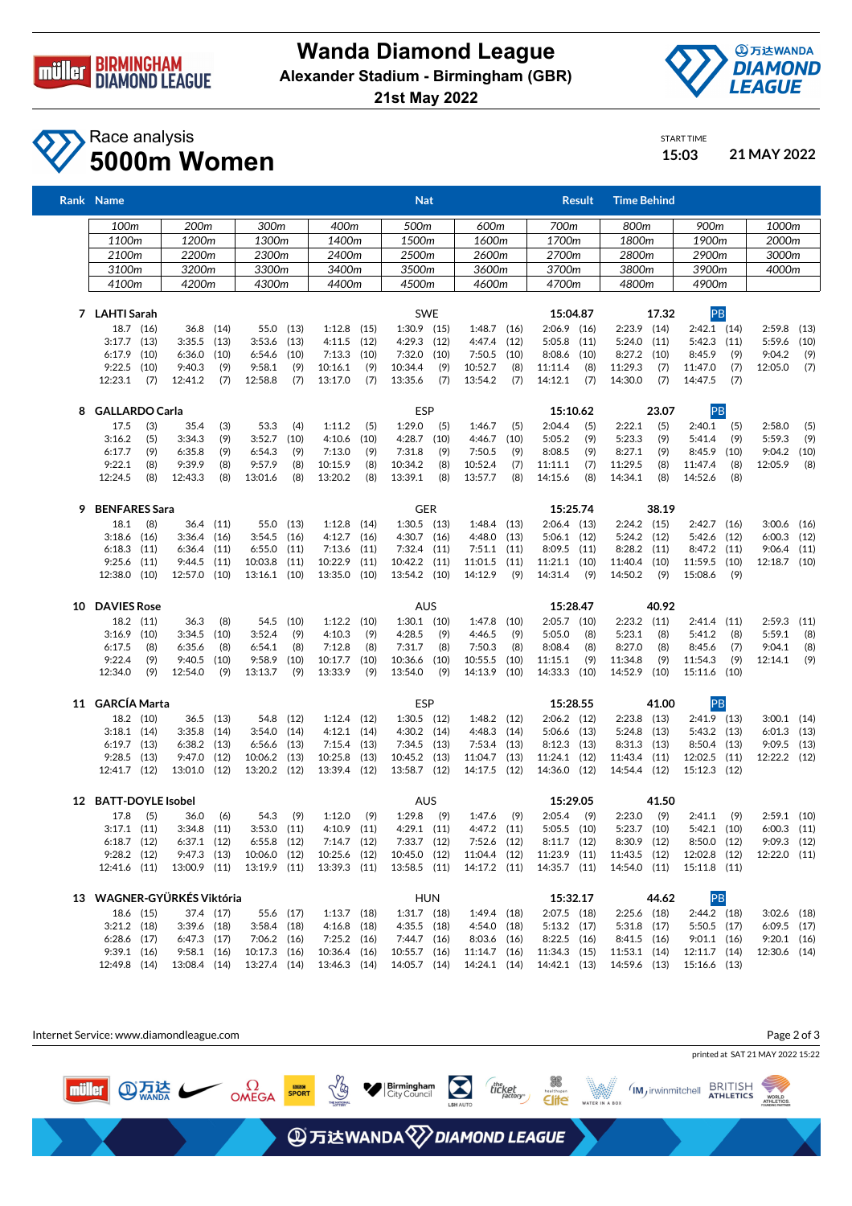# Wanda Diamond League

**Alexander Stadium - Birmingham (GBR)**

**21st May 2022**

## Race analysis

# 5000m Women

START TIME 15:03 21 MAY 2022

| Rank | Name | Nat | Result | Time Behind |
|---|---|---|---|---|

| 100m | 200m | 300m | 400m | 500m | 600m | 700m | 800m | 900m | 1000m |
|---|---|---|---|---|---|---|---|---|---|
| 1100m | 1200m | 1300m | 1400m | 1500m | 1600m | 1700m | 1800m | 1900m | 2000m |
| 2100m | 2200m | 2300m | 2400m | 2500m | 2600m | 2700m | 2800m | 2900m | 3000m |
| 3100m | 3200m | 3300m | 3400m | 3500m | 3600m | 3700m | 3800m | 3900m | 4000m |
| 4100m | 4200m | 4300m | 4400m | 4500m | 4600m | 4700m | 4800m | 4900m | |

**7 LAHTI Sarah** — SWE — 15:04.87 — 17.32 — PB

| | | | | | | | | | |
|---|---|---|---|---|---|---|---|---|---|
| 18.7 (16) | 36.8 (14) | 55.0 (13) | 1:12.8 (15) | 1:30.9 (15) | 1:48.7 (16) | 2:06.9 (16) | 2:23.9 (14) | 2:42.1 (14) | 2:59.8 (13) |
| 3:17.7 (13) | 3:35.5 (13) | 3:53.6 (13) | 4:11.5 (12) | 4:29.3 (12) | 4:47.4 (12) | 5:05.8 (11) | 5:24.0 (11) | 5:42.3 (11) | 5:59.6 (10) |
| 6:17.9 (10) | 6:36.0 (10) | 6:54.6 (10) | 7:13.3 (10) | 7:32.0 (10) | 7:50.5 (10) | 8:08.6 (10) | 8:27.2 (10) | 8:45.9 (9) | 9:04.2 (9) |
| 9:22.5 (10) | 9:40.3 (9) | 9:58.1 (9) | 10:16.1 (9) | 10:34.4 (9) | 10:52.7 (8) | 11:11.4 (8) | 11:29.3 (7) | 11:47.0 (7) | 12:05.0 (7) |
| 12:23.1 (7) | 12:41.2 (7) | 12:58.8 (7) | 13:17.0 (7) | 13:35.6 (7) | 13:54.2 (7) | 14:12.1 (7) | 14:30.0 (7) | 14:47.5 (7) | |

**8 GALLARDO Carla** — ESP — 15:10.62 — 23.07 — PB

| | | | | | | | | | |
|---|---|---|---|---|---|---|---|---|---|
| 17.5 (3) | 35.4 (3) | 53.3 (4) | 1:11.2 (5) | 1:29.0 (5) | 1:46.7 (5) | 2:04.4 (5) | 2:22.1 (5) | 2:40.1 (5) | 2:58.0 (5) |
| 3:16.2 (5) | 3:34.3 (9) | 3:52.7 (10) | 4:10.6 (10) | 4:28.7 (10) | 4:46.7 (10) | 5:05.2 (9) | 5:23.3 (9) | 5:41.4 (9) | 5:59.3 (9) |
| 6:17.7 (9) | 6:35.8 (9) | 6:54.3 (9) | 7:13.0 (9) | 7:31.8 (9) | 7:50.5 (9) | 8:08.5 (9) | 8:27.1 (9) | 8:45.9 (10) | 9:04.2 (10) |
| 9:22.1 (8) | 9:39.9 (8) | 9:57.9 (8) | 10:15.9 (8) | 10:34.2 (8) | 10:52.4 (7) | 11:11.1 (7) | 11:29.5 (8) | 11:47.4 (8) | 12:05.9 (8) |
| 12:24.5 (8) | 12:43.3 (8) | 13:01.6 (8) | 13:20.2 (8) | 13:39.1 (8) | 13:57.7 (8) | 14:15.6 (8) | 14:34.1 (8) | 14:52.6 (8) | |

**9 BENFARES Sara** — GER — 15:25.74 — 38.19

| | | | | | | | | | |
|---|---|---|---|---|---|---|---|---|---|
| 18.1 (8) | 36.4 (11) | 55.0 (13) | 1:12.8 (14) | 1:30.5 (13) | 1:48.4 (13) | 2:06.4 (13) | 2:24.2 (15) | 2:42.7 (16) | 3:00.6 (16) |
| 3:18.6 (16) | 3:36.4 (16) | 3:54.5 (16) | 4:12.7 (16) | 4:30.7 (16) | 4:48.0 (13) | 5:06.1 (12) | 5:24.2 (12) | 5:42.6 (12) | 6:00.3 (12) |
| 6:18.3 (11) | 6:36.4 (11) | 6:55.0 (11) | 7:13.6 (11) | 7:32.4 (11) | 7:51.1 (11) | 8:09.5 (11) | 8:28.2 (11) | 8:47.2 (11) | 9:06.4 (11) |
| 9:25.6 (11) | 9:44.5 (11) | 10:03.8 (11) | 10:22.9 (11) | 10:42.2 (11) | 11:01.5 (11) | 11:21.1 (10) | 11:40.4 (10) | 11:59.5 (10) | 12:18.7 (10) |
| 12:38.0 (10) | 12:57.0 (10) | 13:16.1 (10) | 13:35.0 (10) | 13:54.2 (10) | 14:12.9 (9) | 14:31.4 (9) | 14:50.2 (9) | 15:08.6 (9) | |

**10 DAVIES Rose** — AUS — 15:28.47 — 40.92

| | | | | | | | | | |
|---|---|---|---|---|---|---|---|---|---|
| 18.2 (11) | 36.3 (8) | 54.5 (10) | 1:12.2 (10) | 1:30.1 (10) | 1:47.8 (10) | 2:05.7 (10) | 2:23.2 (11) | 2:41.4 (11) | 2:59.3 (11) |
| 3:16.9 (10) | 3:34.5 (10) | 3:52.4 (9) | 4:10.3 (9) | 4:28.5 (9) | 4:46.5 (9) | 5:05.0 (8) | 5:23.1 (8) | 5:41.2 (8) | 5:59.1 (8) |
| 6:17.5 (8) | 6:35.6 (8) | 6:54.1 (8) | 7:12.8 (8) | 7:31.7 (8) | 7:50.3 (8) | 8:08.4 (8) | 8:27.0 (8) | 8:45.6 (7) | 9:04.1 (8) |
| 9:22.4 (9) | 9:40.5 (10) | 9:58.9 (10) | 10:17.7 (10) | 10:36.6 (10) | 10:55.5 (10) | 11:15.1 (9) | 11:34.8 (9) | 11:54.3 (9) | 12:14.1 (9) |
| 12:34.0 (9) | 12:54.0 (9) | 13:13.7 (9) | 13:33.9 (9) | 13:54.0 (9) | 14:13.9 (10) | 14:33.3 (10) | 14:52.9 (10) | 15:11.6 (10) | |

**11 GARCÍA Marta** — ESP — 15:28.55 — 41.00 — PB

| | | | | | | | | | |
|---|---|---|---|---|---|---|---|---|---|
| 18.2 (10) | 36.5 (13) | 54.8 (12) | 1:12.4 (12) | 1:30.5 (12) | 1:48.2 (12) | 2:06.2 (12) | 2:23.8 (13) | 2:41.9 (13) | 3:00.1 (14) |
| 3:18.1 (14) | 3:35.8 (14) | 3:54.0 (14) | 4:12.1 (14) | 4:30.2 (14) | 4:48.3 (14) | 5:06.6 (13) | 5:24.8 (13) | 5:43.2 (13) | 6:01.3 (13) |
| 6:19.7 (13) | 6:38.2 (13) | 6:56.6 (13) | 7:15.4 (13) | 7:34.5 (13) | 7:53.4 (13) | 8:12.3 (13) | 8:31.3 (13) | 8:50.4 (13) | 9:09.5 (13) |
| 9:28.5 (13) | 9:47.0 (12) | 10:06.2 (13) | 10:25.8 (13) | 10:45.2 (13) | 11:04.7 (13) | 11:24.1 (12) | 11:43.4 (11) | 12:02.5 (11) | 12:22.2 (12) |
| 12:41.7 (12) | 13:01.0 (12) | 13:20.2 (12) | 13:39.4 (12) | 13:58.7 (12) | 14:17.5 (12) | 14:36.0 (12) | 14:54.4 (12) | 15:12.3 (12) | |

**12 BATT-DOYLE Isobel** — AUS — 15:29.05 — 41.50

| | | | | | | | | | |
|---|---|---|---|---|---|---|---|---|---|
| 17.8 (5) | 36.0 (6) | 54.3 (9) | 1:12.0 (9) | 1:29.8 (9) | 1:47.6 (9) | 2:05.4 (9) | 2:23.0 (9) | 2:41.1 (9) | 2:59.1 (10) |
| 3:17.1 (11) | 3:34.8 (11) | 3:53.0 (11) | 4:10.9 (11) | 4:29.1 (11) | 4:47.2 (11) | 5:05.5 (10) | 5:23.7 (10) | 5:42.1 (10) | 6:00.3 (11) |
| 6:18.7 (12) | 6:37.1 (12) | 6:55.8 (12) | 7:14.7 (12) | 7:33.7 (12) | 7:52.6 (12) | 8:11.7 (12) | 8:30.9 (12) | 8:50.0 (12) | 9:09.3 (12) |
| 9:28.2 (12) | 9:47.3 (13) | 10:06.0 (12) | 10:25.6 (12) | 10:45.0 (12) | 11:04.4 (12) | 11:23.9 (11) | 11:43.5 (12) | 12:02.8 (12) | 12:22.0 (11) |
| 12:41.6 (11) | 13:00.9 (11) | 13:19.9 (11) | 13:39.3 (11) | 13:58.5 (11) | 14:17.2 (11) | 14:35.7 (11) | 14:54.0 (11) | 15:11.8 (11) | |

**13 WAGNER-GYÜRKÉS Viktória** — HUN — 15:32.17 — 44.62 — PB

| | | | | | | | | | |
|---|---|---|---|---|---|---|---|---|---|
| 18.6 (15) | 37.4 (17) | 55.6 (17) | 1:13.7 (18) | 1:31.7 (18) | 1:49.4 (18) | 2:07.5 (18) | 2:25.6 (18) | 2:44.2 (18) | 3:02.6 (18) |
| 3:21.2 (18) | 3:39.6 (18) | 3:58.4 (18) | 4:16.8 (18) | 4:35.5 (18) | 4:54.0 (18) | 5:13.2 (17) | 5:31.8 (17) | 5:50.5 (17) | 6:09.5 (17) |
| 6:28.6 (17) | 6:47.3 (17) | 7:06.2 (16) | 7:25.2 (16) | 7:44.7 (16) | 8:03.6 (16) | 8:22.5 (16) | 8:41.5 (16) | 9:01.1 (16) | 9:20.1 (16) |
| 9:39.1 (16) | 9:58.1 (16) | 10:17.3 (16) | 10:36.4 (16) | 10:55.7 (16) | 11:14.7 (16) | 11:34.3 (15) | 11:53.1 (14) | 12:11.7 (14) | 12:30.6 (14) |
| 12:49.8 (14) | 13:08.4 (14) | 13:27.4 (14) | 13:46.3 (14) | 14:05.7 (14) | 14:24.1 (14) | 14:42.1 (13) | 14:59.6 (13) | 15:16.6 (13) | |

Internet Service: www.diamondleague.com

printed at SAT 21 MAY 2022 15:22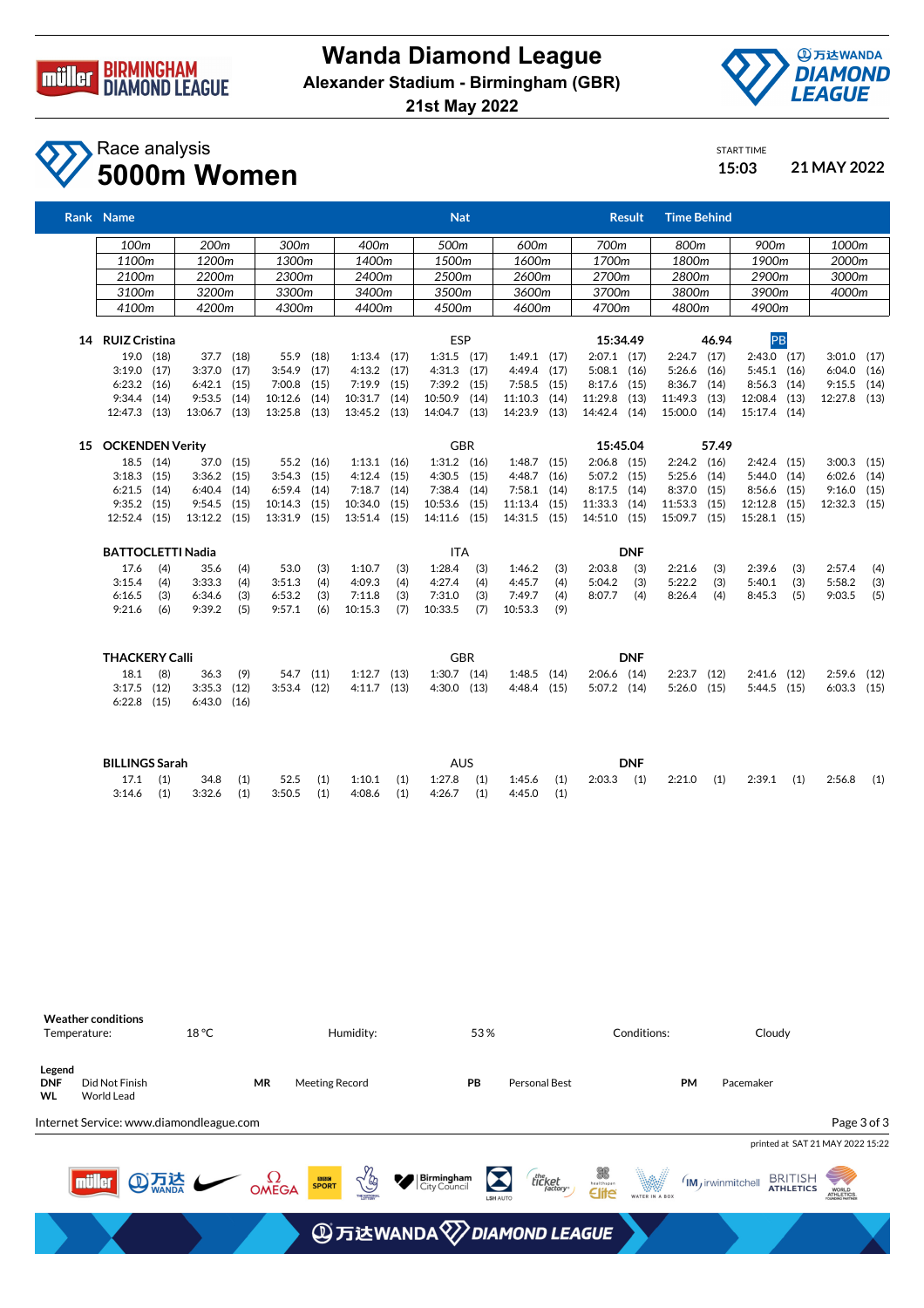# Wanda Diamond League

**Alexander Stadium - Birmingham (GBR)**

**21st May 2022**

## Race analysis

# 5000m Women

START TIME **15:03** **21 MAY 2022**

| Rank | Name | Nat | Result | Time Behind | |
|---|---|---|---|---|---|
| 14 | RUIZ Cristina | ESP | 15:34.49 | 46.94 | PB |
| 15 | OCKENDEN Verity | GBR | 15:45.04 | 57.49 | |
| | BATTOCLETTI Nadia | ITA | DNF | | |
| | THACKERY Calli | GBR | DNF | | |
| | BILLINGS Sarah | AUS | DNF | | |

**RUIZ Cristina** (ESP) – 15:34.49

| 100m | 200m | 300m | 400m | 500m | 600m | 700m | 800m | 900m | 1000m |
|---|---|---|---|---|---|---|---|---|---|
| 19.0 (18) | 37.7 (18) | 55.9 (18) | 1:13.4 (17) | 1:31.5 (17) | 1:49.1 (17) | 2:07.1 (17) | 2:24.7 (17) | 2:43.0 (17) | 3:01.0 (17) |
| 3:19.0 (17) | 3:37.0 (17) | 3:54.9 (17) | 4:13.2 (17) | 4:31.3 (17) | 4:49.4 (17) | 5:08.1 (16) | 5:26.6 (16) | 5:45.1 (16) | 6:04.0 (16) |
| 6:23.2 (16) | 6:42.1 (15) | 7:00.8 (15) | 7:19.9 (15) | 7:39.2 (15) | 7:58.5 (15) | 8:17.6 (15) | 8:36.7 (14) | 8:56.3 (14) | 9:15.5 (14) |
| 9:34.4 (14) | 9:53.5 (14) | 10:12.6 (14) | 10:31.7 (14) | 10:50.9 (14) | 11:10.3 (14) | 11:29.8 (13) | 11:49.3 (13) | 12:08.4 (13) | 12:27.8 (13) |
| 12:47.3 (13) | 13:06.7 (13) | 13:25.8 (13) | 13:45.2 (13) | 14:04.7 (13) | 14:23.9 (13) | 14:42.4 (14) | 15:00.0 (14) | 15:17.4 (14) | |

**OCKENDEN Verity** (GBR) – 15:45.04

| 100m | 200m | 300m | 400m | 500m | 600m | 700m | 800m | 900m | 1000m |
|---|---|---|---|---|---|---|---|---|---|
| 18.5 (14) | 37.0 (15) | 55.2 (16) | 1:13.1 (16) | 1:31.2 (16) | 1:48.7 (15) | 2:06.8 (15) | 2:24.2 (16) | 2:42.4 (15) | 3:00.3 (15) |
| 3:18.3 (15) | 3:36.2 (15) | 3:54.3 (15) | 4:12.4 (15) | 4:30.5 (15) | 4:48.7 (16) | 5:07.2 (15) | 5:25.6 (14) | 5:44.0 (14) | 6:02.6 (14) |
| 6:21.5 (14) | 6:40.4 (14) | 6:59.4 (14) | 7:18.7 (14) | 7:38.4 (14) | 7:58.1 (14) | 8:17.5 (14) | 8:37.0 (15) | 8:56.6 (15) | 9:16.0 (15) |
| 9:35.2 (15) | 9:54.5 (15) | 10:14.3 (15) | 10:34.0 (15) | 10:53.6 (15) | 11:13.4 (15) | 11:33.3 (14) | 11:53.3 (15) | 12:12.8 (15) | 12:32.3 (15) |
| 12:52.4 (15) | 13:12.2 (15) | 13:31.9 (15) | 13:51.4 (15) | 14:11.6 (15) | 14:31.5 (15) | 14:51.0 (15) | 15:09.7 (15) | 15:28.1 (15) | |

**BATTOCLETTI Nadia** (ITA) – DNF

| 100m | 200m | 300m | 400m | 500m | 600m | 700m | 800m | 900m | 1000m |
|---|---|---|---|---|---|---|---|---|---|
| 17.6 (4) | 35.6 (4) | 53.0 (3) | 1:10.7 (3) | 1:28.4 (3) | 1:46.2 (3) | 2:03.8 (3) | 2:21.6 (3) | 2:39.6 (3) | 2:57.4 (4) |
| 3:15.4 (4) | 3:33.3 (4) | 3:51.3 (4) | 4:09.3 (4) | 4:27.4 (4) | 4:45.7 (4) | 5:04.2 (3) | 5:22.2 (3) | 5:40.1 (3) | 5:58.2 (3) |
| 6:16.5 (3) | 6:34.6 (3) | 6:53.2 (3) | 7:11.8 (3) | 7:31.0 (3) | 7:49.7 (4) | 8:07.7 (4) | 8:26.4 (4) | 8:45.3 (5) | 9:03.5 (5) |
| 9:21.6 (6) | 9:39.2 (5) | 9:57.1 (6) | 10:15.3 (7) | 10:33.5 (7) | 10:53.3 (9) | | | | |

**THACKERY Calli** (GBR) – DNF

| 100m | 200m | 300m | 400m | 500m | 600m | 700m | 800m | 900m | 1000m |
|---|---|---|---|---|---|---|---|---|---|
| 18.1 (8) | 36.3 (9) | 54.7 (11) | 1:12.7 (13) | 1:30.7 (14) | 1:48.5 (14) | 2:06.6 (14) | 2:23.7 (12) | 2:41.6 (12) | 2:59.6 (12) |
| 3:17.5 (12) | 3:35.3 (12) | 3:53.4 (12) | 4:11.7 (13) | 4:30.0 (13) | 4:48.4 (15) | 5:07.2 (14) | 5:26.0 (15) | 5:44.5 (15) | 6:03.3 (15) |
| 6:22.8 (15) | 6:43.0 (16) | | | | | | | | |

**BILLINGS Sarah** (AUS) – DNF

| 100m | 200m | 300m | 400m | 500m | 600m | 700m | 800m | 900m | 1000m |
|---|---|---|---|---|---|---|---|---|---|
| 17.1 (1) | 34.8 (1) | 52.5 (1) | 1:10.1 (1) | 1:27.8 (1) | 1:45.6 (1) | 2:03.3 (1) | 2:21.0 (1) | 2:39.1 (1) | 2:56.8 (1) |
| 3:14.6 (1) | 3:32.6 (1) | 3:50.5 (1) | 4:08.6 (1) | 4:26.7 (1) | 4:45.0 (1) | | | | |

**Weather conditions**

Temperature: 18 °C | Humidity: 53 % | Conditions: Cloudy

**Legend**

- **DNF** Did Not Finish
- **WL** World Lead
- **MR** Meeting Record
- **PB** Personal Best
- **PM** Pacemaker

Internet Service: www.diamondleague.com

printed at SAT 21 MAY 2022 15:22